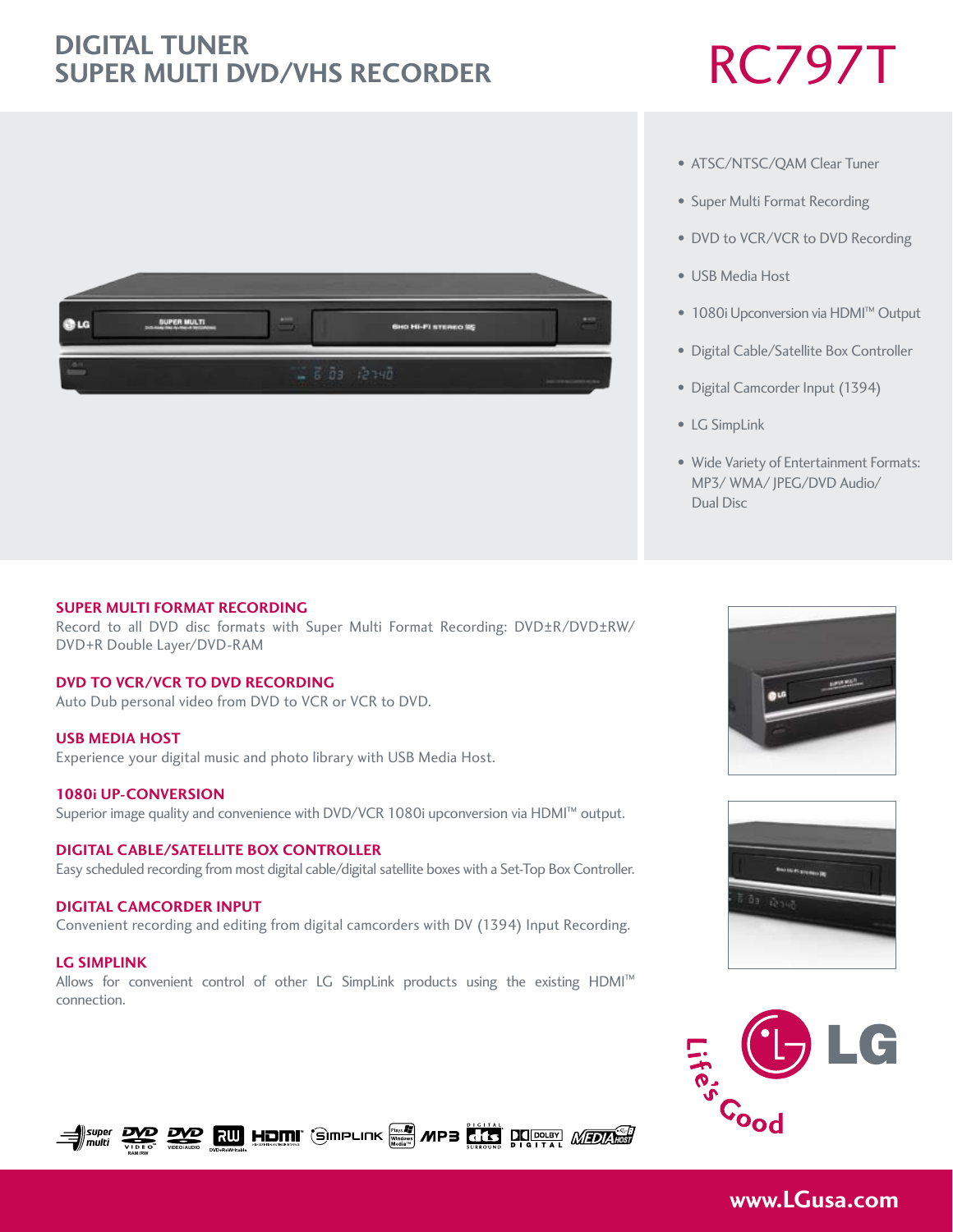# DIGITAL TUNER SUPER MULTI DVD/VHS RECORDER

# RC797T

- ATSC/NTSC/QAM Clear Tuner
- Super Multi Format Recording
- DVD to VCR/VCR to DVD Recording
- USB Media Host
- 1080i Upconversion via HDMI™ Output
- Digital Cable/Satellite Box Controller
- Digital Camcorder Input (1394)
- LG SimpLink
- Wide Variety of Entertainment Formats: MP3/ WMA/ JPEG/DVD Audio/ Dual Disc

### SUPER MULTI FORMAT RECORDING

Record to all DVD disc formats with Super Multi Format Recording: DVD±R/DVD±RW/ DVD+R Double Layer/DVD-RAM

### DVD TO VCR/VCR TO DVD RECORDING

Auto Dub personal video from DVD to VCR or VCR to DVD.

### USB MEDIA HOST

Experience your digital music and photo library with USB Media Host.

### 1080i UP-CONVERSION

Superior image quality and convenience with DVD/VCR 1080i upconversion via HDMI™ output.

### DIGITAL CABLE/SATELLITE BOX CONTROLLER

Easy scheduled recording from most digital cable/digital satellite boxes with a Set-Top Box Controller.

### DIGITAL CAMCORDER INPUT

Convenient recording and editing from digital camcorders with DV (1394) Input Recording.

### LG SIMPLINK

Allows for convenient control of other LG SimpLink products using the existing HDMI™ connection.

LG Life's Good

www.LGusa.com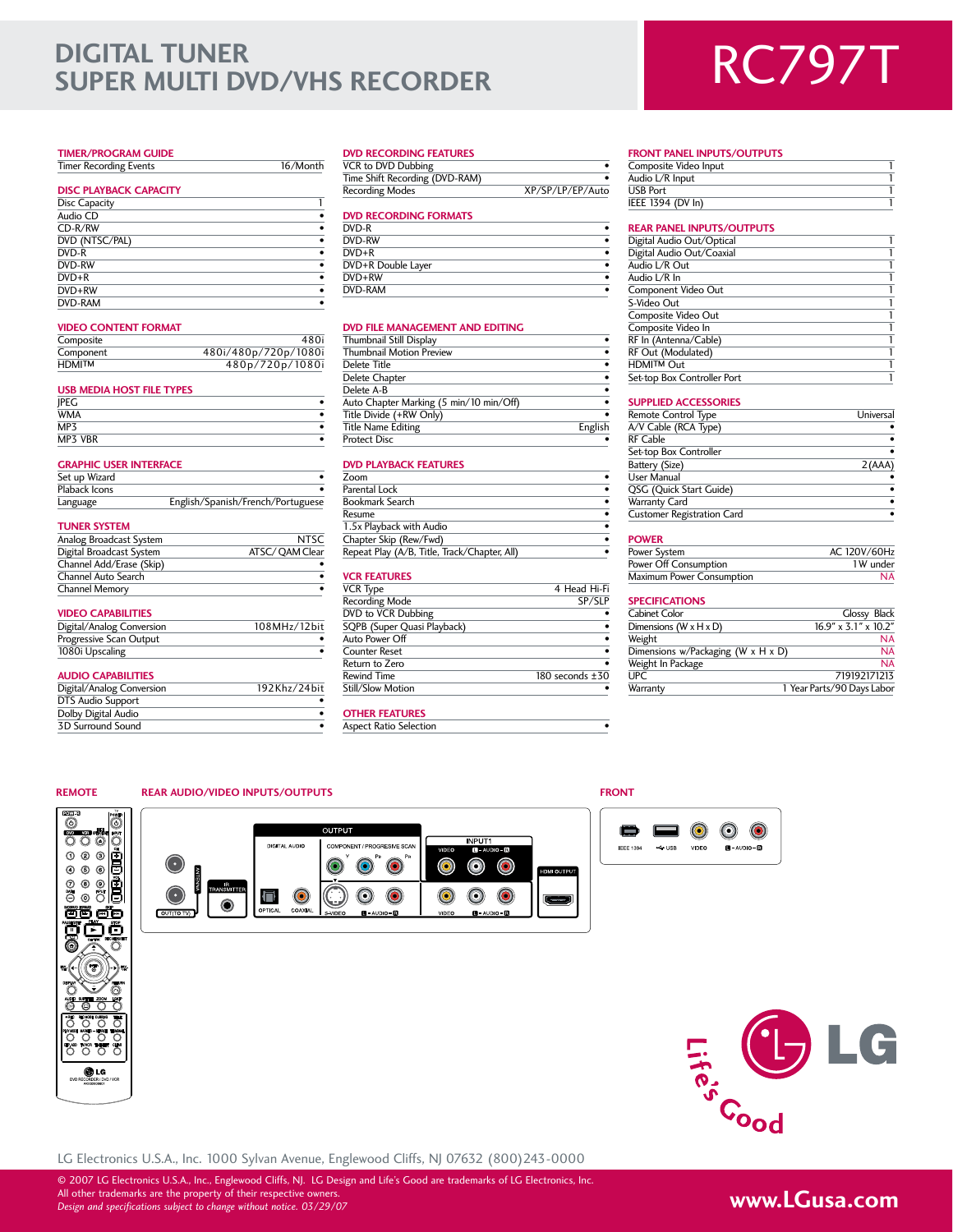# DIGITAL TUNER SUPER MULTI DVD/VHS RECORDER

# RC797T

### TIMER/PROGRAM GUIDE

| | |
|---|---|
| Timer Recording Events | 16/Month |

### DISC PLAYBACK CAPACITY

| | |
|---|---|
| Disc Capacity | 1 |
| Audio CD | • |
| CD-R/RW | • |
| DVD (NTSC/PAL) | • |
| DVD-R | • |
| DVD-RW | • |
| DVD+R | • |
| DVD+RW | • |
| DVD-RAM | • |

### VIDEO CONTENT FORMAT

| | |
|---|---|
| Composite | 480i |
| Component | 480i/480p/720p/1080i |
| HDMI™ | 480p/720p/1080i |

### USB MEDIA HOST FILE TYPES

| | |
|---|---|
| JPEG | • |
| WMA | • |
| MP3 | • |
| MP3 VBR | • |

### GRAPHIC USER INTERFACE

| | |
|---|---|
| Set up Wizard | • |
| Plaback Icons | • |
| Language | English/Spanish/French/Portuguese |

### TUNER SYSTEM

| | |
|---|---|
| Analog Broadcast System | NTSC |
| Digital Broadcast System | ATSC/ QAM Clear |
| Channel Add/Erase (Skip) | • |
| Channel Auto Search | • |
| Channel Memory | • |

### VIDEO CAPABILITIES

| | |
|---|---|
| Digital/Analog Conversion | 108MHz/12bit |
| Progressive Scan Output | • |
| 1080i Upscaling | • |

### AUDIO CAPABILITIES

| | |
|---|---|
| Digital/Analog Conversion | 192Khz/24bit |
| DTS Audio Support | • |
| Dolby Digital Audio | • |
| 3D Surround Sound | • |

### DVD RECORDING FEATURES

| | |
|---|---|
| VCR to DVD Dubbing | • |
| Time Shift Recording (DVD-RAM) | • |
| Recording Modes | XP/SP/LP/EP/Auto |

### DVD RECORDING FORMATS

| | |
|---|---|
| DVD-R | • |
| DVD-RW | • |
| DVD+R | • |
| DVD+R Double Layer | • |
| DVD+RW | • |
| DVD-RAM | • |

### DVD FILE MANAGEMENT AND EDITING

| | |
|---|---|
| Thumbnail Still Display | • |
| Thumbnail Motion Preview | • |
| Delete Title | • |
| Delete Chapter | • |
| Delete A-B | • |
| Auto Chapter Marking (5 min/10 min/Off) | • |
| Title Divide (+RW Only) | • |
| Title Name Editing | English |
| Protect Disc | • |

### DVD PLAYBACK FEATURES

| | |
|---|---|
| Zoom | • |
| Parental Lock | • |
| Bookmark Search | • |
| Resume | • |
| 1.5x Playback with Audio | • |
| Chapter Skip (Rew/Fwd) | • |
| Repeat Play (A/B, Title, Track/Chapter, All) | • |

### VCR FEATURES

| | |
|---|---|
| VCR Type | 4 Head Hi-Fi |
| Recording Mode | SP/SLP |
| DVD to VCR Dubbing | • |
| SQPB (Super Quasi Playback) | • |
| Auto Power Off | • |
| Counter Reset | • |
| Return to Zero | • |
| Rewind Time | 180 seconds ±30 |
| Still/Slow Motion | • |

### OTHER FEATURES

| | |
|---|---|
| Aspect Ratio Selection | • |

### FRONT PANEL INPUTS/OUTPUTS

| | |
|---|---|
| Composite Video Input | 1 |
| Audio L/R Input | 1 |
| USB Port | 1 |
| IEEE 1394 (DV In) | 1 |

### REAR PANEL INPUTS/OUTPUTS

| | |
|---|---|
| Digital Audio Out/Optical | 1 |
| Digital Audio Out/Coaxial | 1 |
| Audio L/R Out | 1 |
| Audio L/R In | 1 |
| Component Video Out | 1 |
| S-Video Out | 1 |
| Composite Video Out | 1 |
| Composite Video In | 1 |
| RF In (Antenna/Cable) | 1 |
| RF Out (Modulated) | 1 |
| HDMI™ Out | 1 |
| Set-top Box Controller Port | 1 |

### SUPPLIED ACCESSORIES

| | |
|---|---|
| Remote Control Type | Universal |
| A/V Cable (RCA Type) | • |
| RF Cable | • |
| Set-top Box Controller | • |
| Battery (Size) | 2(AAA) |
| User Manual | • |
| QSG (Quick Start Guide) | • |
| Warranty Card | • |
| Customer Registration Card | • |

### POWER

| | |
|---|---|
| Power System | AC 120V/60Hz |
| Power Off Consumption | 1W under |
| Maximum Power Consumption | NA |

### SPECIFICATIONS

| | |
|---|---|
| Cabinet Color | Glossy Black |
| Dimensions (W x H x D) | 16.9" x 3.1" x 10.2" |
| Weight | NA |
| Dimensions w/Packaging (W x H x D) | NA |
| Weight In Package | NA |
| UPC | 719192171213 |
| Warranty | 1 Year Parts/90 Days Labor |

### REMOTE

### REAR AUDIO/VIDEO INPUTS/OUTPUTS

### FRONT

LG Life's Good

LG Electronics U.S.A., Inc. 1000 Sylvan Avenue, Englewood Cliffs, NJ 07632 (800)243-0000

© 2007 LG Electronics U.S.A., Inc., Englewood Cliffs, NJ. LG Design and Life's Good are trademarks of LG Electronics, Inc.
All other trademarks are the property of their respective owners.
*Design and specifications subject to change without notice. 03/29/07*

**www.LGusa.com**